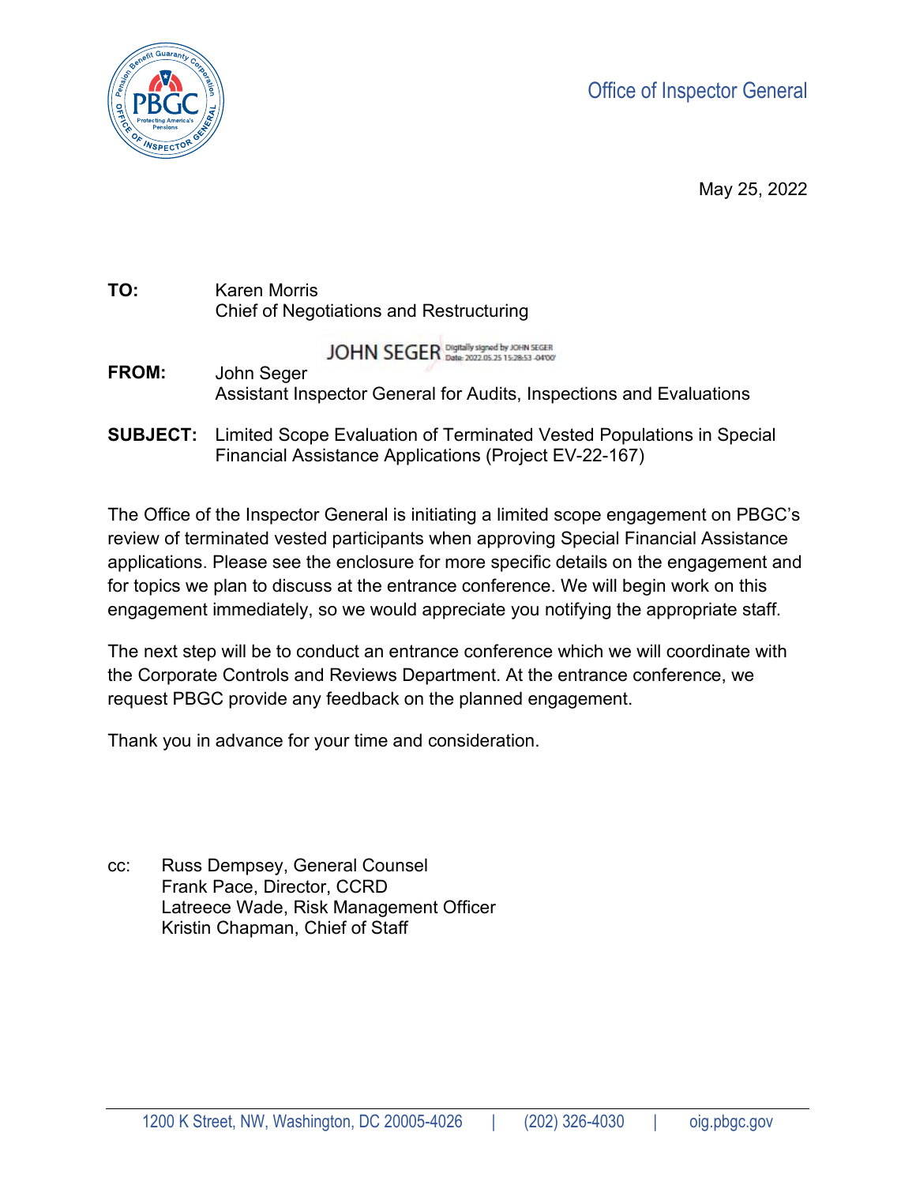Office of Inspector General

May 25, 2022

**TO:** Karen Morris
Chief of Negotiations and Restructuring

**FROM:** John Seger
Assistant Inspector General for Audits, Inspections and Evaluations

JOHN SEGER Digitally signed by JOHN SEGER Date: 2022.05.25 15:28:53 -04'00'

**SUBJECT:** Limited Scope Evaluation of Terminated Vested Populations in Special Financial Assistance Applications (Project EV-22-167)

The Office of the Inspector General is initiating a limited scope engagement on PBGC's review of terminated vested participants when approving Special Financial Assistance applications. Please see the enclosure for more specific details on the engagement and for topics we plan to discuss at the entrance conference. We will begin work on this engagement immediately, so we would appreciate you notifying the appropriate staff.

The next step will be to conduct an entrance conference which we will coordinate with the Corporate Controls and Reviews Department. At the entrance conference, we request PBGC provide any feedback on the planned engagement.

Thank you in advance for your time and consideration.

cc: Russ Dempsey, General Counsel
Frank Pace, Director, CCRD
Latreece Wade, Risk Management Officer
Kristin Chapman, Chief of Staff

1200 K Street, NW, Washington, DC 20005-4026 | (202) 326-4030 | oig.pbgc.gov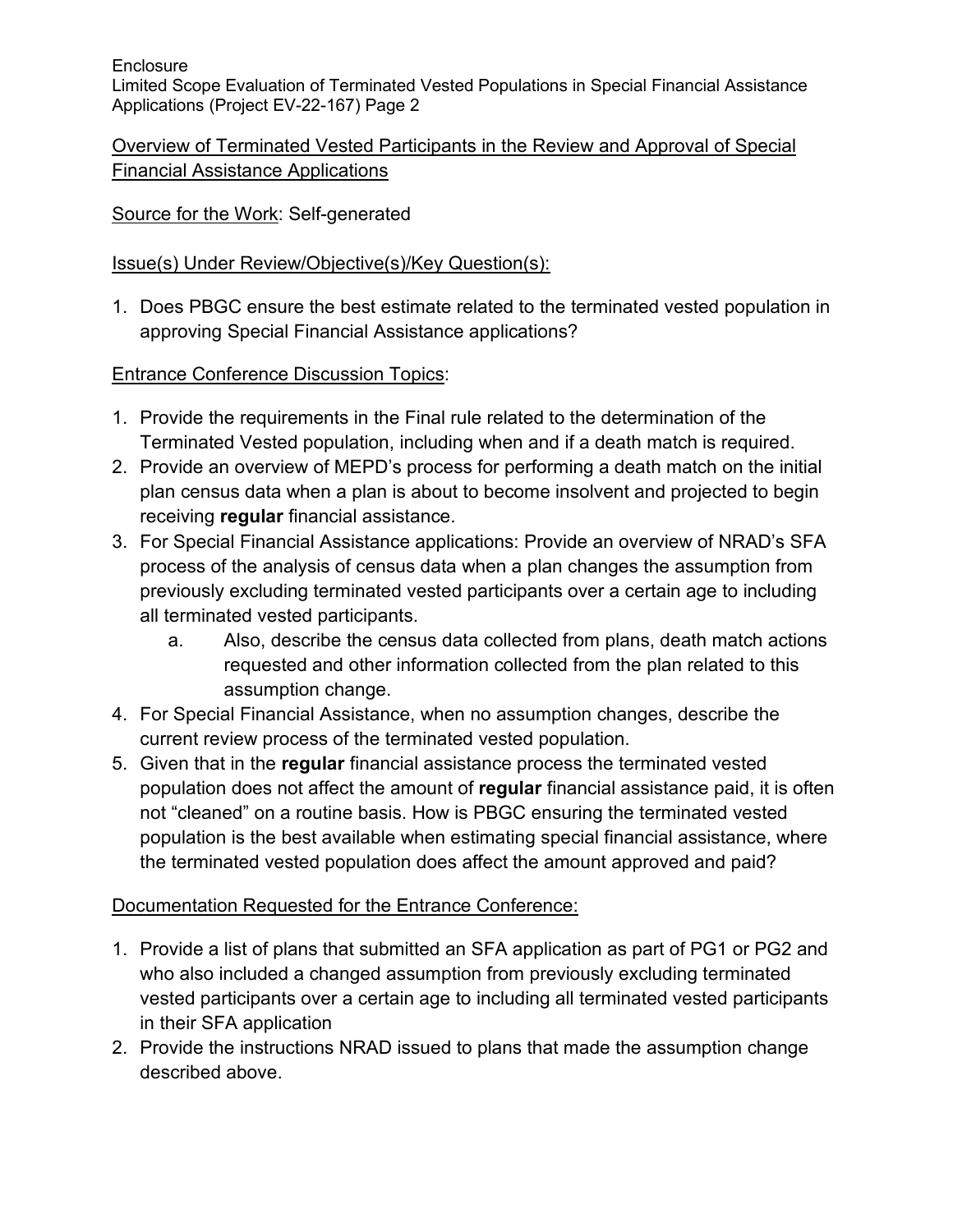Overview of Terminated Vested Participants in the Review and Approval of Special Financial Assistance Applications

Source for the Work: Self-generated

Issue(s) Under Review/Objective(s)/Key Question(s):

1. Does PBGC ensure the best estimate related to the terminated vested population in approving Special Financial Assistance applications?

Entrance Conference Discussion Topics:

1. Provide the requirements in the Final rule related to the determination of the Terminated Vested population, including when and if a death match is required.
2. Provide an overview of MEPD's process for performing a death match on the initial plan census data when a plan is about to become insolvent and projected to begin receiving **regular** financial assistance.
3. For Special Financial Assistance applications: Provide an overview of NRAD's SFA process of the analysis of census data when a plan changes the assumption from previously excluding terminated vested participants over a certain age to including all terminated vested participants.
   a. Also, describe the census data collected from plans, death match actions requested and other information collected from the plan related to this assumption change.
4. For Special Financial Assistance, when no assumption changes, describe the current review process of the terminated vested population.
5. Given that in the **regular** financial assistance process the terminated vested population does not affect the amount of **regular** financial assistance paid, it is often not "cleaned" on a routine basis. How is PBGC ensuring the terminated vested population is the best available when estimating special financial assistance, where the terminated vested population does affect the amount approved and paid?

Documentation Requested for the Entrance Conference:

1. Provide a list of plans that submitted an SFA application as part of PG1 or PG2 and who also included a changed assumption from previously excluding terminated vested participants over a certain age to including all terminated vested participants in their SFA application
2. Provide the instructions NRAD issued to plans that made the assumption change described above.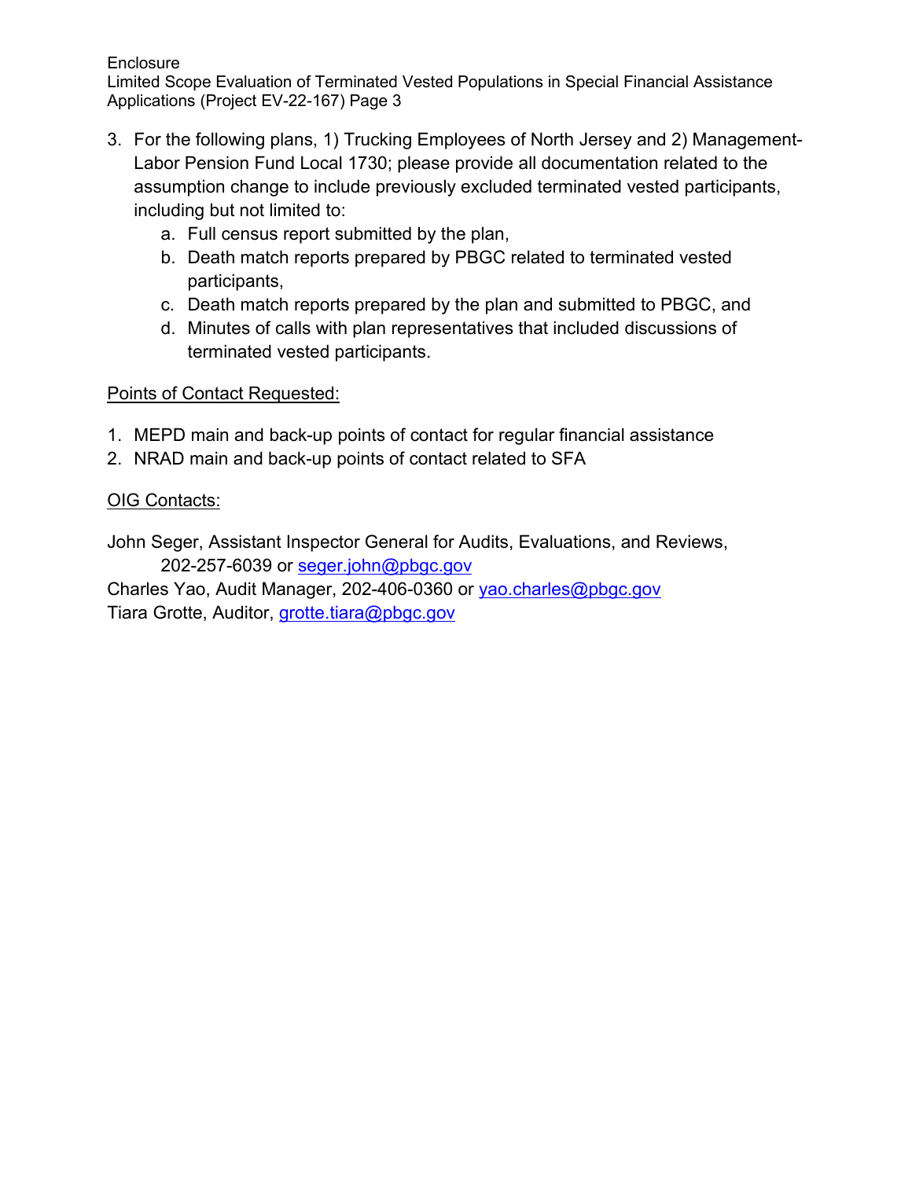3. For the following plans, 1) Trucking Employees of North Jersey and 2) Management-Labor Pension Fund Local 1730; please provide all documentation related to the assumption change to include previously excluded terminated vested participants, including but not limited to:
    a. Full census report submitted by the plan,
    b. Death match reports prepared by PBGC related to terminated vested participants,
    c. Death match reports prepared by the plan and submitted to PBGC, and
    d. Minutes of calls with plan representatives that included discussions of terminated vested participants.

<u>Points of Contact Requested:</u>

1. MEPD main and back-up points of contact for regular financial assistance
2. NRAD main and back-up points of contact related to SFA

<u>OIG Contacts:</u>

John Seger, Assistant Inspector General for Audits, Evaluations, and Reviews, 202-257-6039 or seger.john@pbgc.gov
Charles Yao, Audit Manager, 202-406-0360 or yao.charles@pbgc.gov
Tiara Grotte, Auditor, grotte.tiara@pbgc.gov